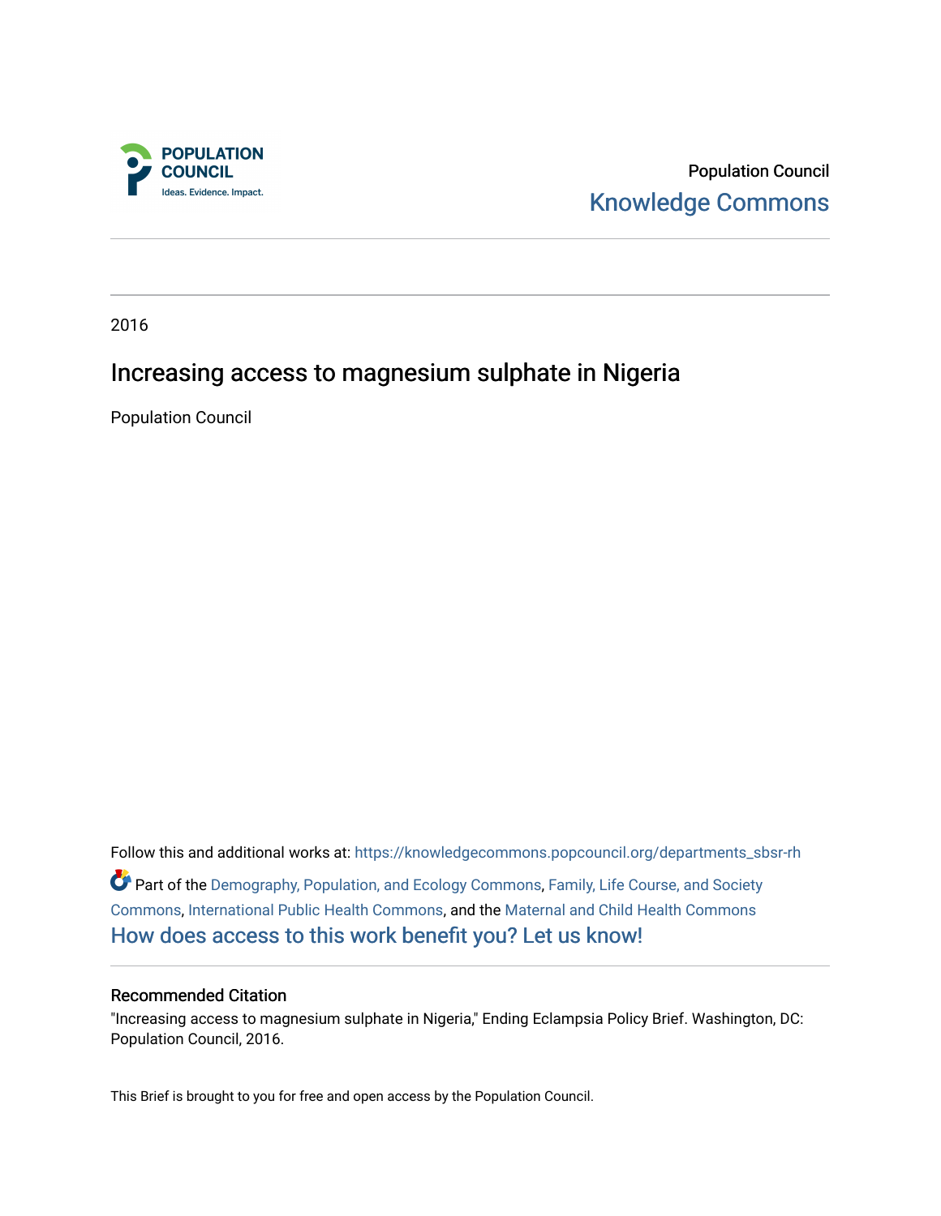Population Council

Knowledge Commons

2016

# Increasing access to magnesium sulphate in Nigeria

Population Council

Follow this and additional works at: https://knowledgecommons.popcouncil.org/departments_sbsr-rh

Part of the Demography, Population, and Ecology Commons, Family, Life Course, and Society Commons, International Public Health Commons, and the Maternal and Child Health Commons

How does access to this work benefit you? Let us know!

### Recommended Citation

"Increasing access to magnesium sulphate in Nigeria," Ending Eclampsia Policy Brief. Washington, DC: Population Council, 2016.

This Brief is brought to you for free and open access by the Population Council.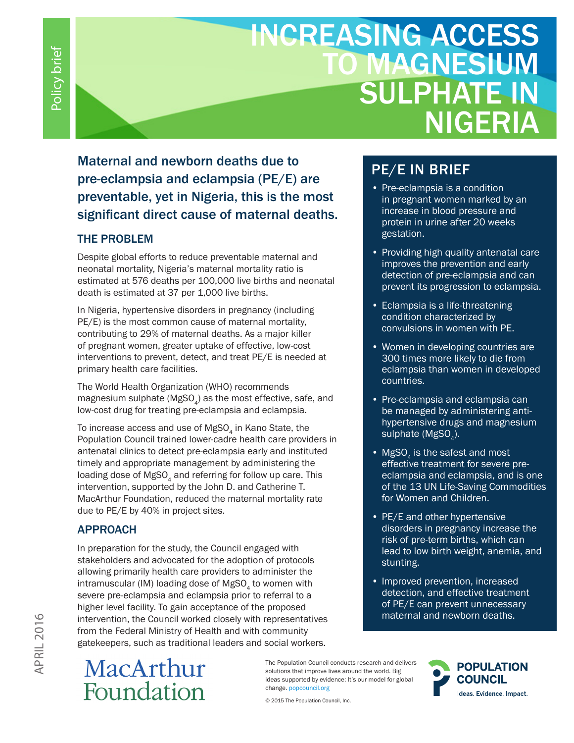# INCREASING ACCESS TO MAGNESIUM SULPHATE IN NIGERIA

Policy brief

**Maternal and newborn deaths due to pre-eclampsia and eclampsia (PE/E) are preventable, yet in Nigeria, this is the most significant direct cause of maternal deaths.**

## THE PROBLEM

Despite global efforts to reduce preventable maternal and neonatal mortality, Nigeria's maternal mortality ratio is estimated at 576 deaths per 100,000 live births and neonatal death is estimated at 37 per 1,000 live births.

In Nigeria, hypertensive disorders in pregnancy (including PE/E) is the most common cause of maternal mortality, contributing to 29% of maternal deaths. As a major killer of pregnant women, greater uptake of effective, low-cost interventions to prevent, detect, and treat PE/E is needed at primary health care facilities.

The World Health Organization (WHO) recommends magnesium sulphate ($MgSO_4$) as the most effective, safe, and low-cost drug for treating pre-eclampsia and eclampsia.

To increase access and use of $MgSO_4$ in Kano State, the Population Council trained lower-cadre health care providers in antenatal clinics to detect pre-eclampsia early and instituted timely and appropriate management by administering the loading dose of $MgSO_4$ and referring for follow up care. This intervention, supported by the John D. and Catherine T. MacArthur Foundation, reduced the maternal mortality rate due to PE/E by 40% in project sites.

## APPROACH

In preparation for the study, the Council engaged with stakeholders and advocated for the adoption of protocols allowing primarily health care providers to administer the intramuscular (IM) loading dose of $MgSO_4$ to women with severe pre-eclampsia and eclampsia prior to referral to a higher level facility. To gain acceptance of the proposed intervention, the Council worked closely with representatives from the Federal Ministry of Health and with community gatekeepers, such as traditional leaders and social workers.

## PE/E IN BRIEF

- Pre-eclampsia is a condition in pregnant women marked by an increase in blood pressure and protein in urine after 20 weeks gestation.
- Providing high quality antenatal care improves the prevention and early detection of pre-eclampsia and can prevent its progression to eclampsia.
- Eclampsia is a life-threatening condition characterized by convulsions in women with PE.
- Women in developing countries are 300 times more likely to die from eclampsia than women in developed countries.
- Pre-eclampsia and eclampsia can be managed by administering anti-hypertensive drugs and magnesium sulphate ($MgSO_4$).
- $MgSO_4$ is the safest and most effective treatment for severe pre-eclampsia and eclampsia, and is one of the 13 UN Life-Saving Commodities for Women and Children.
- PE/E and other hypertensive disorders in pregnancy increase the risk of pre-term births, which can lead to low birth weight, anemia, and stunting.
- Improved prevention, increased detection, and effective treatment of PE/E can prevent unnecessary maternal and newborn deaths.

APRIL 2016

MacArthur Foundation

The Population Council conducts research and delivers solutions that improve lives around the world. Big ideas supported by evidence: It's our model for global change. popcouncil.org

© 2015 The Population Council, Inc.

POPULATION COUNCIL — Ideas. Evidence. Impact.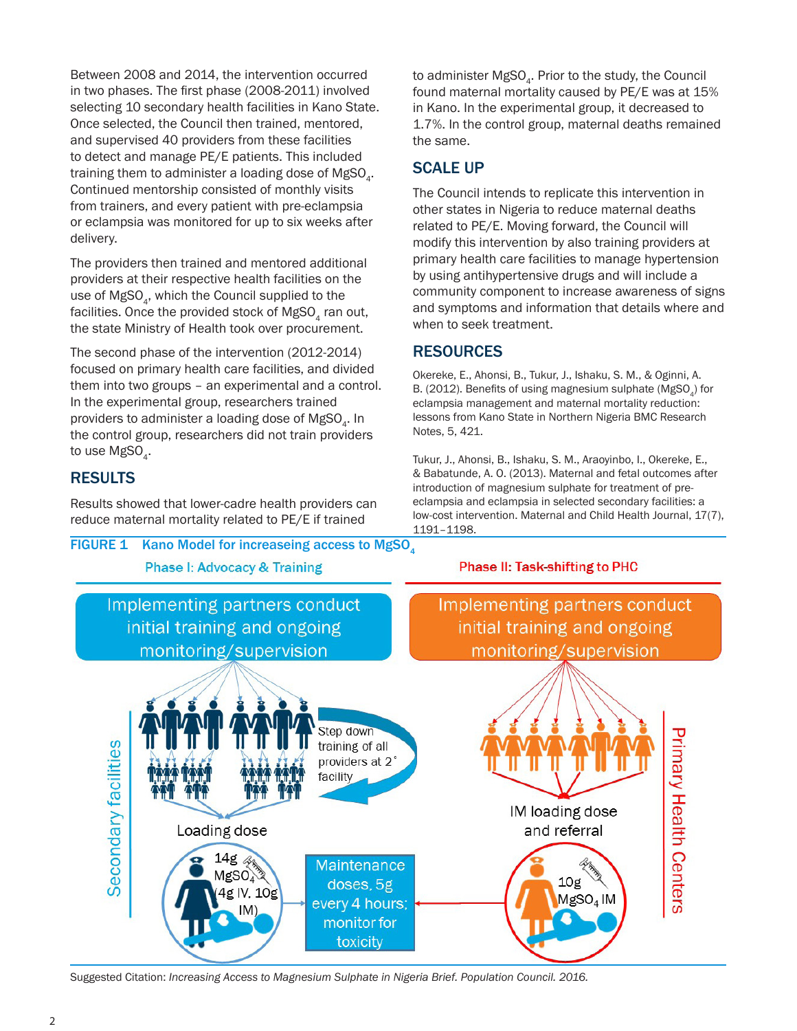Between 2008 and 2014, the intervention occurred in two phases. The first phase (2008-2011) involved selecting 10 secondary health facilities in Kano State. Once selected, the Council then trained, mentored, and supervised 40 providers from these facilities to detect and manage PE/E patients. This included training them to administer a loading dose of $MgSO_4$. Continued mentorship consisted of monthly visits from trainers, and every patient with pre-eclampsia or eclampsia was monitored for up to six weeks after delivery.

The providers then trained and mentored additional providers at their respective health facilities on the use of $MgSO_4$, which the Council supplied to the facilities. Once the provided stock of $MgSO_4$ ran out, the state Ministry of Health took over procurement.

The second phase of the intervention (2012-2014) focused on primary health care facilities, and divided them into two groups – an experimental and a control. In the experimental group, researchers trained providers to administer a loading dose of $MgSO_4$. In the control group, researchers did not train providers to use $MgSO_4$.

## RESULTS

Results showed that lower-cadre health providers can reduce maternal mortality related to PE/E if trained to administer $MgSO_4$. Prior to the study, the Council found maternal mortality caused by PE/E was at 15% in Kano. In the experimental group, it decreased to 1.7%. In the control group, maternal deaths remained the same.

## SCALE UP

The Council intends to replicate this intervention in other states in Nigeria to reduce maternal deaths related to PE/E. Moving forward, the Council will modify this intervention by also training providers at primary health care facilities to manage hypertension by using antihypertensive drugs and will include a community component to increase awareness of signs and symptoms and information that details where and when to seek treatment.

## RESOURCES

Okereke, E., Ahonsi, B., Tukur, J., Ishaku, S. M., & Oginni, A. B. (2012). Benefits of using magnesium sulphate ($MgSO_4$) for eclampsia management and maternal mortality reduction: lessons from Kano State in Northern Nigeria BMC Research Notes, 5, 421.

Tukur, J., Ahonsi, B., Ishaku, S. M., Araoyinbo, I., Okereke, E., & Babatunde, A. O. (2013). Maternal and fetal outcomes after introduction of magnesium sulphate for treatment of pre-eclampsia and eclampsia in selected secondary facilities: a low-cost intervention. Maternal and Child Health Journal, 17(7), 1191–1198.

**FIGURE 1 Kano Model for increaseing access to $MgSO_4$**

Phase I: Advocacy & Training

Implementing partners conduct initial training and ongoing monitoring/supervision

Secondary facilities

Step down training of all providers at 2˚ facility

Loading dose

14g $MgSO_4$ (4g IV. 10g IM)

Maintenance doses, 5g every 4 hours; monitor for toxicity

Phase II: Task-shifting to PHC

Implementing partners conduct initial training and ongoing monitoring/supervision

Primary Health Centers

IM loading dose and referral

10g $MgSO_4$ IM

Suggested Citation: *Increasing Access to Magnesium Sulphate in Nigeria Brief. Population Council. 2016.*